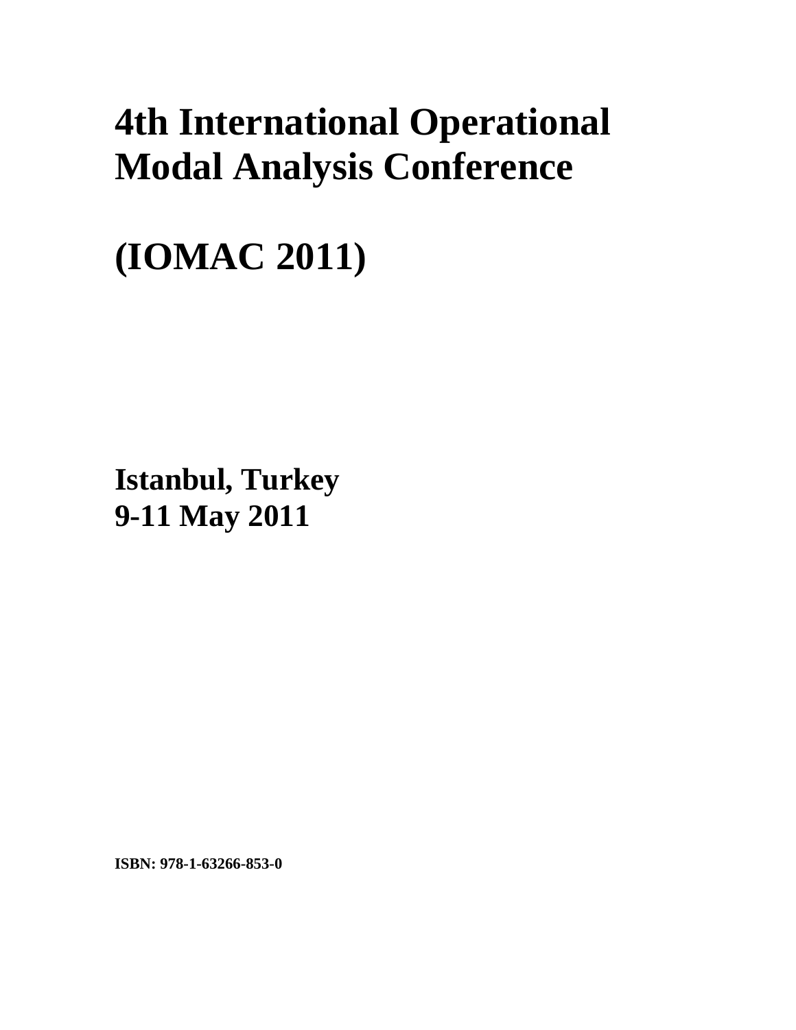# 4th International Operational Modal Analysis Conference

# (IOMAC 2011)

**Istanbul, Turkey**
**9-11 May 2011**

**ISBN: 978-1-63266-853-0**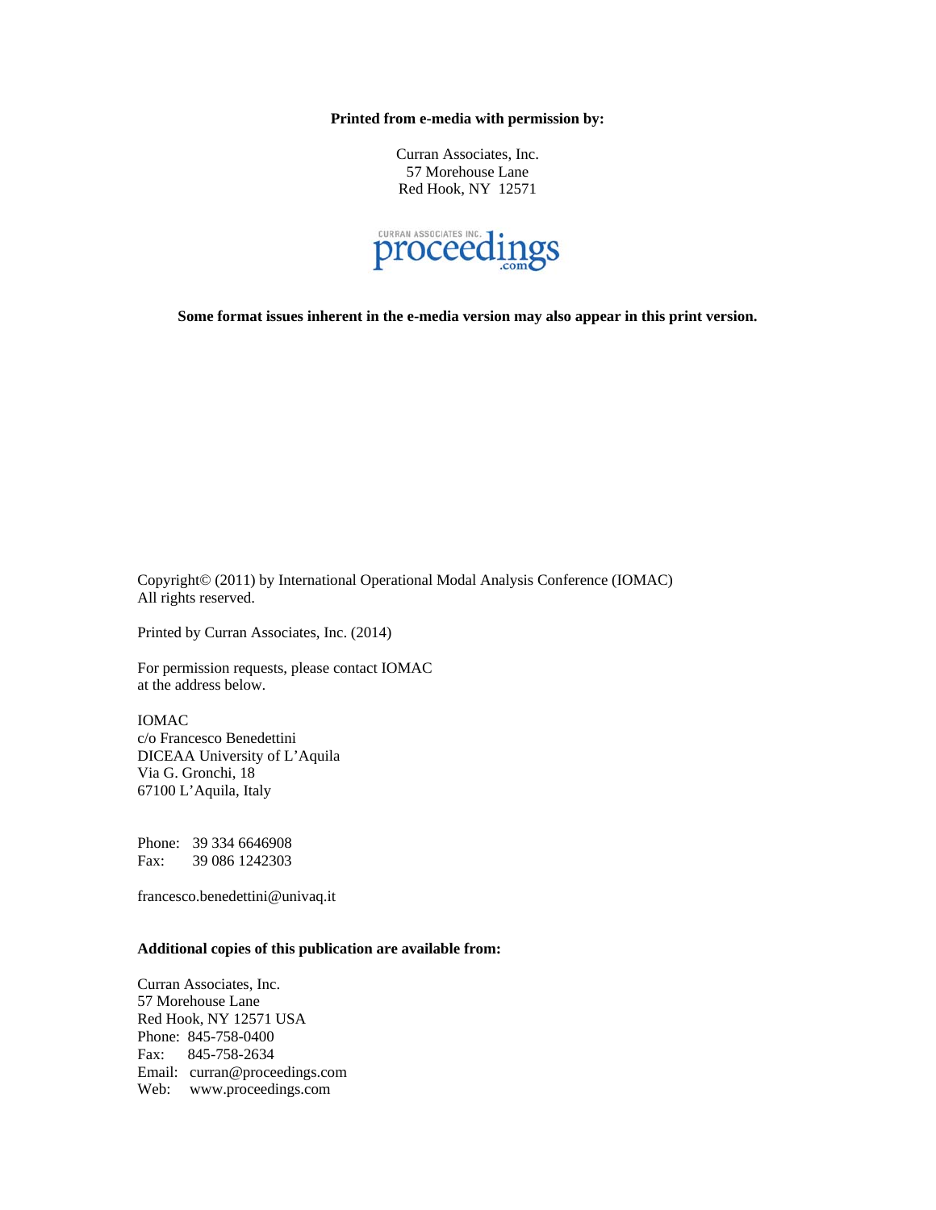**Printed from e-media with permission by:**

Curran Associates, Inc.
57 Morehouse Lane
Red Hook, NY 12571

CURRAN ASSOCIATES INC. proceedings.com

**Some format issues inherent in the e-media version may also appear in this print version.**

Copyright© (2011) by International Operational Modal Analysis Conference (IOMAC)
All rights reserved.

Printed by Curran Associates, Inc. (2014)

For permission requests, please contact IOMAC
at the address below.

IOMAC
c/o Francesco Benedettini
DICEAA University of L'Aquila
Via G. Gronchi, 18
67100 L'Aquila, Italy

Phone: 39 334 6646908
Fax: 39 086 1242303

francesco.benedettini@univaq.it

**Additional copies of this publication are available from:**

Curran Associates, Inc.
57 Morehouse Lane
Red Hook, NY 12571 USA
Phone: 845-758-0400
Fax: 845-758-2634
Email: curran@proceedings.com
Web: www.proceedings.com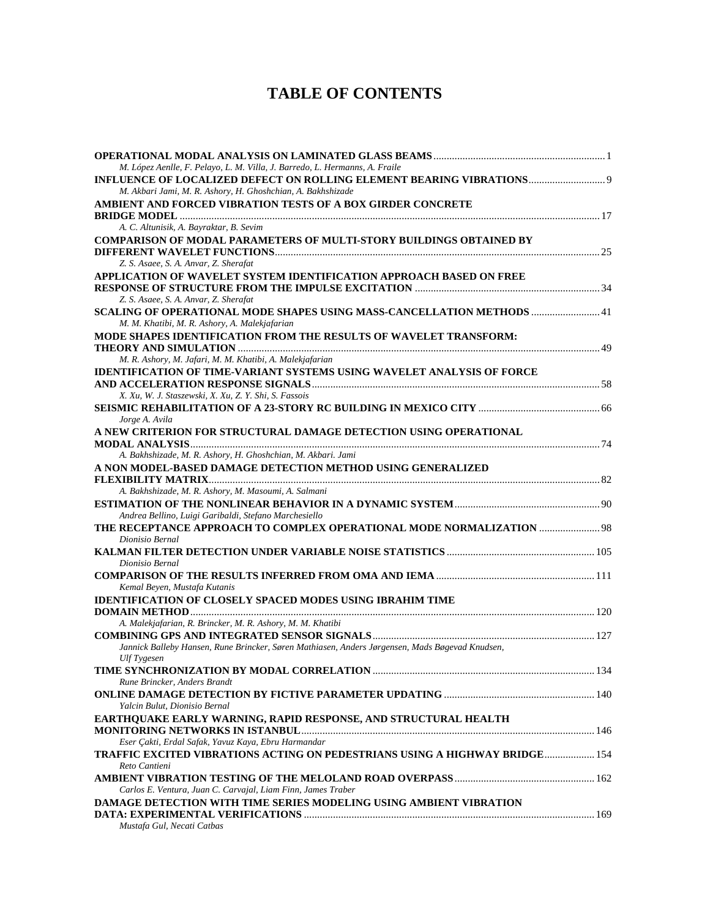# TABLE OF CONTENTS

**OPERATIONAL MODAL ANALYSIS ON LAMINATED GLASS BEAMS** ..... 1
*M. López Aenlle, F. Pelayo, L. M. Villa, J. Barredo, L. Hermanns, A. Fraile*

**INFLUENCE OF LOCALIZED DEFECT ON ROLLING ELEMENT BEARING VIBRATIONS** ..... 9
*M. Akbari Jami, M. R. Ashory, H. Ghoshchian, A. Bakhshizade*

**AMBIENT AND FORCED VIBRATION TESTS OF A BOX GIRDER CONCRETE BRIDGE MODEL** ..... 17
*A. C. Altunisik, A. Bayraktar, B. Sevim*

**COMPARISON OF MODAL PARAMETERS OF MULTI-STORY BUILDINGS OBTAINED BY DIFFERENT WAVELET FUNCTIONS** ..... 25
*Z. S. Asaee, S. A. Anvar, Z. Sherafat*

**APPLICATION OF WAVELET SYSTEM IDENTIFICATION APPROACH BASED ON FREE RESPONSE OF STRUCTURE FROM THE IMPULSE EXCITATION** ..... 34
*Z. S. Asaee, S. A. Anvar, Z. Sherafat*

**SCALING OF OPERATIONAL MODE SHAPES USING MASS-CANCELLATION METHODS** ..... 41
*M. M. Khatibi, M. R. Ashory, A. Malekjafarian*

**MODE SHAPES IDENTIFICATION FROM THE RESULTS OF WAVELET TRANSFORM: THEORY AND SIMULATION** ..... 49
*M. R. Ashory, M. Jafari, M. M. Khatibi, A. Malekjafarian*

**IDENTIFICATION OF TIME-VARIANT SYSTEMS USING WAVELET ANALYSIS OF FORCE AND ACCELERATION RESPONSE SIGNALS** ..... 58
*X. Xu, W. J. Staszewski, X. Xu, Z. Y. Shi, S. Fassois*

**SEISMIC REHABILITATION OF A 23-STORY RC BUILDING IN MEXICO CITY** ..... 66
*Jorge A. Avila*

**A NEW CRITERION FOR STRUCTURAL DAMAGE DETECTION USING OPERATIONAL MODAL ANALYSIS** ..... 74
*A. Bakhshizade, M. R. Ashory, H. Ghoshchian, M. Akbari. Jami*

**A NON MODEL-BASED DAMAGE DETECTION METHOD USING GENERALIZED FLEXIBILITY MATRIX** ..... 82
*A. Bakhshizade, M. R. Ashory, M. Masoumi, A. Salmani*

**ESTIMATION OF THE NONLINEAR BEHAVIOR IN A DYNAMIC SYSTEM** ..... 90
*Andrea Bellino, Luigi Garibaldi, Stefano Marchesiello*

**THE RECEPTANCE APPROACH TO COMPLEX OPERATIONAL MODE NORMALIZATION** ..... 98
*Dionisio Bernal*

**KALMAN FILTER DETECTION UNDER VARIABLE NOISE STATISTICS** ..... 105
*Dionisio Bernal*

**COMPARISON OF THE RESULTS INFERRED FROM OMA AND IEMA** ..... 111
*Kemal Beyen, Mustafa Kutanis*

**IDENTIFICATION OF CLOSELY SPACED MODES USING IBRAHIM TIME DOMAIN METHOD** ..... 120
*A. Malekjafarian, R. Brincker, M. R. Ashory, M. M. Khatibi*

**COMBINING GPS AND INTEGRATED SENSOR SIGNALS** ..... 127
*Jannick Balleby Hansen, Rune Brincker, Søren Mathiasen, Anders Jørgensen, Mads Bøgevad Knudsen, Ulf Tygesen*

**TIME SYNCHRONIZATION BY MODAL CORRELATION** ..... 134
*Rune Brincker, Anders Brandt*

**ONLINE DAMAGE DETECTION BY FICTIVE PARAMETER UPDATING** ..... 140
*Yalcin Bulut, Dionisio Bernal*

**EARTHQUAKE EARLY WARNING, RAPID RESPONSE, AND STRUCTURAL HEALTH MONITORING NETWORKS IN ISTANBUL** ..... 146
*Eser Çakti, Erdal Safak, Yavuz Kaya, Ebru Harmandar*

**TRAFFIC EXCITED VIBRATIONS ACTING ON PEDESTRIANS USING A HIGHWAY BRIDGE** ..... 154
*Reto Cantieni*

**AMBIENT VIBRATION TESTING OF THE MELOLAND ROAD OVERPASS** ..... 162
*Carlos E. Ventura, Juan C. Carvajal, Liam Finn, James Traber*

**DAMAGE DETECTION WITH TIME SERIES MODELING USING AMBIENT VIBRATION DATA: EXPERIMENTAL VERIFICATIONS** ..... 169
*Mustafa Gul, Necati Catbas*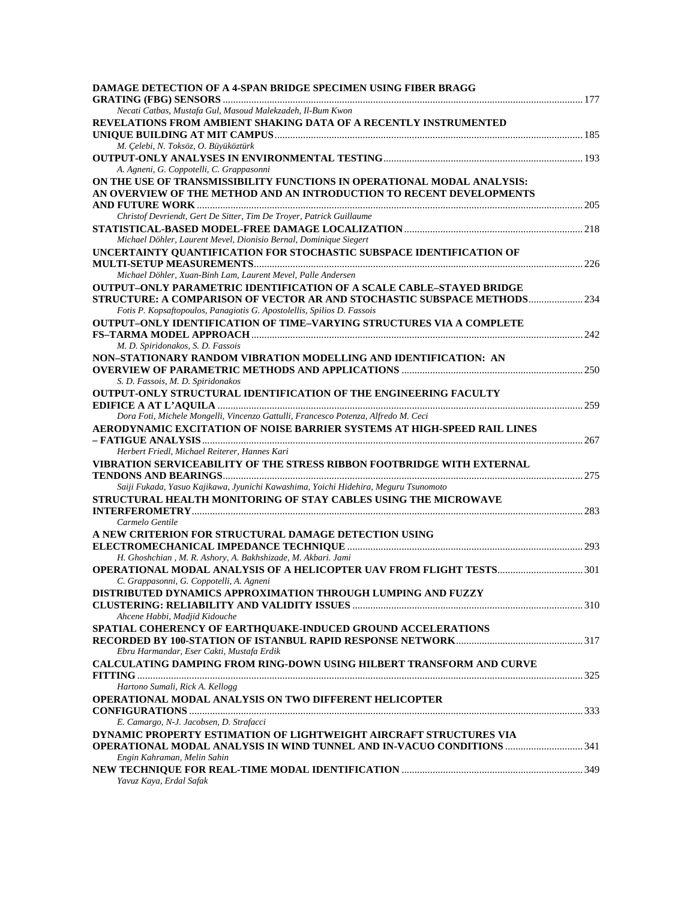**DAMAGE DETECTION OF A 4-SPAN BRIDGE SPECIMEN USING FIBER BRAGG GRATING (FBG) SENSORS** ........................................................................ 177
*Necati Catbas, Mustafa Gul, Masoud Malekzadeh, Il-Bum Kwon*

**REVELATIONS FROM AMBIENT SHAKING DATA OF A RECENTLY INSTRUMENTED UNIQUE BUILDING AT MIT CAMPUS** ........................................................................ 185
*M. Çelebi, N. Toksöz, O. Büyüköztürk*

**OUTPUT-ONLY ANALYSES IN ENVIRONMENTAL TESTING** ........................................................................ 193
*A. Agneni, G. Coppotelli, C. Grappasonni*

**ON THE USE OF TRANSMISSIBILITY FUNCTIONS IN OPERATIONAL MODAL ANALYSIS: AN OVERVIEW OF THE METHOD AND AN INTRODUCTION TO RECENT DEVELOPMENTS AND FUTURE WORK** ........................................................................ 205
*Christof Devriendt, Gert De Sitter, Tim De Troyer, Patrick Guillaume*

**STATISTICAL-BASED MODEL-FREE DAMAGE LOCALIZATION** ........................................................................ 218
*Michael Döhler, Laurent Mevel, Dionisio Bernal, Dominique Siegert*

**UNCERTAINTY QUANTIFICATION FOR STOCHASTIC SUBSPACE IDENTIFICATION OF MULTI-SETUP MEASUREMENTS** ........................................................................ 226
*Michael Döhler, Xuan-Binh Lam, Laurent Mevel, Palle Andersen*

**OUTPUT–ONLY PARAMETRIC IDENTIFICATION OF A SCALE CABLE–STAYED BRIDGE STRUCTURE: A COMPARISON OF VECTOR AR AND STOCHASTIC SUBSPACE METHODS** ........................................................................ 234
*Fotis P. Kopsaftopoulos, Panagiotis G. Apostolellis, Spilios D. Fassois*

**OUTPUT–ONLY IDENTIFICATION OF TIME–VARYING STRUCTURES VIA A COMPLETE FS–TARMA MODEL APPROACH** ........................................................................ 242
*M. D. Spiridonakos, S. D. Fassois*

**NON–STATIONARY RANDOM VIBRATION MODELLING AND IDENTIFICATION: AN OVERVIEW OF PARAMETRIC METHODS AND APPLICATIONS** ........................................................................ 250
*S. D. Fassois, M. D. Spiridonakos*

**OUTPUT-ONLY STRUCTURAL IDENTIFICATION OF THE ENGINEERING FACULTY EDIFICE A AT L'AQUILA** ........................................................................ 259
*Dora Foti, Michele Mongelli, Vincenzo Gattulli, Francesco Potenza, Alfredo M. Ceci*

**AERODYNAMIC EXCITATION OF NOISE BARRIER SYSTEMS AT HIGH-SPEED RAIL LINES – FATIGUE ANALYSIS** ........................................................................ 267
*Herbert Friedl, Michael Reiterer, Hannes Kari*

**VIBRATION SERVICEABILITY OF THE STRESS RIBBON FOOTBRIDGE WITH EXTERNAL TENDONS AND BEARINGS** ........................................................................ 275
*Saiji Fukada, Yasuo Kajikawa, Jyunichi Kawashima, Yoichi Hidehira, Meguru Tsunomoto*

**STRUCTURAL HEALTH MONITORING OF STAY CABLES USING THE MICROWAVE INTERFEROMETRY** ........................................................................ 283
*Carmelo Gentile*

**A NEW CRITERION FOR STRUCTURAL DAMAGE DETECTION USING ELECTROMECHANICAL IMPEDANCE TECHNIQUE** ........................................................................ 293
*H. Ghoshchian , M. R. Ashory, A. Bakhshizade, M. Akbari. Jami*

**OPERATIONAL MODAL ANALYSIS OF A HELICOPTER UAV FROM FLIGHT TESTS** ........................................................................ 301
*C. Grappasonni, G. Coppotelli, A. Agneni*

**DISTRIBUTED DYNAMICS APPROXIMATION THROUGH LUMPING AND FUZZY CLUSTERING: RELIABILITY AND VALIDITY ISSUES** ........................................................................ 310
*Ahcene Habbi, Madjid Kidouche*

**SPATIAL COHERENCY OF EARTHQUAKE-INDUCED GROUND ACCELERATIONS RECORDED BY 100-STATION OF ISTANBUL RAPID RESPONSE NETWORK** ........................................................................ 317
*Ebru Harmandar, Eser Cakti, Mustafa Erdik*

**CALCULATING DAMPING FROM RING-DOWN USING HILBERT TRANSFORM AND CURVE FITTING** ........................................................................ 325
*Hartono Sumali, Rick A. Kellogg*

**OPERATIONAL MODAL ANALYSIS ON TWO DIFFERENT HELICOPTER CONFIGURATIONS** ........................................................................ 333
*E. Camargo, N-J. Jacobsen, D. Strafacci*

**DYNAMIC PROPERTY ESTIMATION OF LIGHTWEIGHT AIRCRAFT STRUCTURES VIA OPERATIONAL MODAL ANALYSIS IN WIND TUNNEL AND IN-VACUO CONDITIONS** ........................................................................ 341
*Engin Kahraman, Melin Sahin*

**NEW TECHNIQUE FOR REAL-TIME MODAL IDENTIFICATION** ........................................................................ 349
*Yavuz Kaya, Erdal Safak*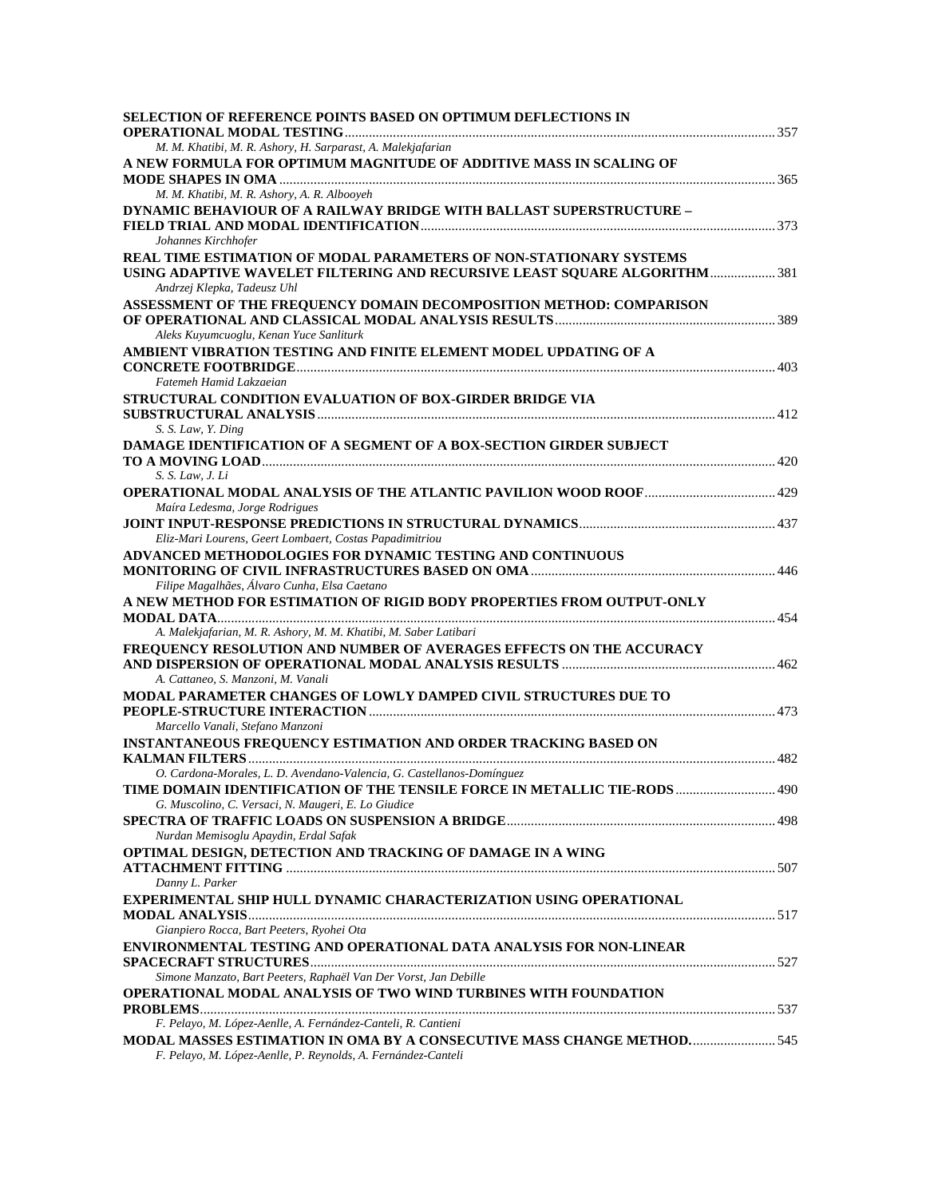**SELECTION OF REFERENCE POINTS BASED ON OPTIMUM DEFLECTIONS IN OPERATIONAL MODAL TESTING** ........ 357
*M. M. Khatibi, M. R. Ashory, H. Sarparast, A. Malekjafarian*

**A NEW FORMULA FOR OPTIMUM MAGNITUDE OF ADDITIVE MASS IN SCALING OF MODE SHAPES IN OMA** ........ 365
*M. M. Khatibi, M. R. Ashory, A. R. Albooyeh*

**DYNAMIC BEHAVIOUR OF A RAILWAY BRIDGE WITH BALLAST SUPERSTRUCTURE – FIELD TRIAL AND MODAL IDENTIFICATION** ........ 373
*Johannes Kirchhofer*

**REAL TIME ESTIMATION OF MODAL PARAMETERS OF NON-STATIONARY SYSTEMS USING ADAPTIVE WAVELET FILTERING AND RECURSIVE LEAST SQUARE ALGORITHM** ........ 381
*Andrzej Klepka, Tadeusz Uhl*

**ASSESSMENT OF THE FREQUENCY DOMAIN DECOMPOSITION METHOD: COMPARISON OF OPERATIONAL AND CLASSICAL MODAL ANALYSIS RESULTS** ........ 389
*Aleks Kuyumcuoglu, Kenan Yuce Sanliturk*

**AMBIENT VIBRATION TESTING AND FINITE ELEMENT MODEL UPDATING OF A CONCRETE FOOTBRIDGE** ........ 403
*Fatemeh Hamid Lakzaeian*

**STRUCTURAL CONDITION EVALUATION OF BOX-GIRDER BRIDGE VIA SUBSTRUCTURAL ANALYSIS** ........ 412
*S. S. Law, Y. Ding*

**DAMAGE IDENTIFICATION OF A SEGMENT OF A BOX-SECTION GIRDER SUBJECT TO A MOVING LOAD** ........ 420
*S. S. Law, J. Li*

**OPERATIONAL MODAL ANALYSIS OF THE ATLANTIC PAVILION WOOD ROOF** ........ 429
*Maíra Ledesma, Jorge Rodrigues*

**JOINT INPUT-RESPONSE PREDICTIONS IN STRUCTURAL DYNAMICS** ........ 437
*Eliz-Mari Lourens, Geert Lombaert, Costas Papadimitriou*

**ADVANCED METHODOLOGIES FOR DYNAMIC TESTING AND CONTINUOUS MONITORING OF CIVIL INFRASTRUCTURES BASED ON OMA** ........ 446
*Filipe Magalhães, Álvaro Cunha, Elsa Caetano*

**A NEW METHOD FOR ESTIMATION OF RIGID BODY PROPERTIES FROM OUTPUT-ONLY MODAL DATA** ........ 454
*A. Malekjafarian, M. R. Ashory, M. M. Khatibi, M. Saber Latibari*

**FREQUENCY RESOLUTION AND NUMBER OF AVERAGES EFFECTS ON THE ACCURACY AND DISPERSION OF OPERATIONAL MODAL ANALYSIS RESULTS** ........ 462
*A. Cattaneo, S. Manzoni, M. Vanali*

**MODAL PARAMETER CHANGES OF LOWLY DAMPED CIVIL STRUCTURES DUE TO PEOPLE-STRUCTURE INTERACTION** ........ 473
*Marcello Vanali, Stefano Manzoni*

**INSTANTANEOUS FREQUENCY ESTIMATION AND ORDER TRACKING BASED ON KALMAN FILTERS** ........ 482
*O. Cardona-Morales, L. D. Avendano-Valencia, G. Castellanos-Domínguez*

**TIME DOMAIN IDENTIFICATION OF THE TENSILE FORCE IN METALLIC TIE-RODS** ........ 490
*G. Muscolino, C. Versaci, N. Maugeri, E. Lo Giudice*

**SPECTRA OF TRAFFIC LOADS ON SUSPENSION A BRIDGE** ........ 498
*Nurdan Memisoglu Apaydin, Erdal Safak*

**OPTIMAL DESIGN, DETECTION AND TRACKING OF DAMAGE IN A WING ATTACHMENT FITTING** ........ 507
*Danny L. Parker*

**EXPERIMENTAL SHIP HULL DYNAMIC CHARACTERIZATION USING OPERATIONAL MODAL ANALYSIS** ........ 517
*Gianpiero Rocca, Bart Peeters, Ryohei Ota*

**ENVIRONMENTAL TESTING AND OPERATIONAL DATA ANALYSIS FOR NON-LINEAR SPACECRAFT STRUCTURES** ........ 527
*Simone Manzato, Bart Peeters, Raphaël Van Der Vorst, Jan Debille*

**OPERATIONAL MODAL ANALYSIS OF TWO WIND TURBINES WITH FOUNDATION PROBLEMS** ........ 537
*F. Pelayo, M. López-Aenlle, A. Fernández-Canteli, R. Cantieni*

**MODAL MASSES ESTIMATION IN OMA BY A CONSECUTIVE MASS CHANGE METHOD.** ........ 545
*F. Pelayo, M. López-Aenlle, P. Reynolds, A. Fernández-Canteli*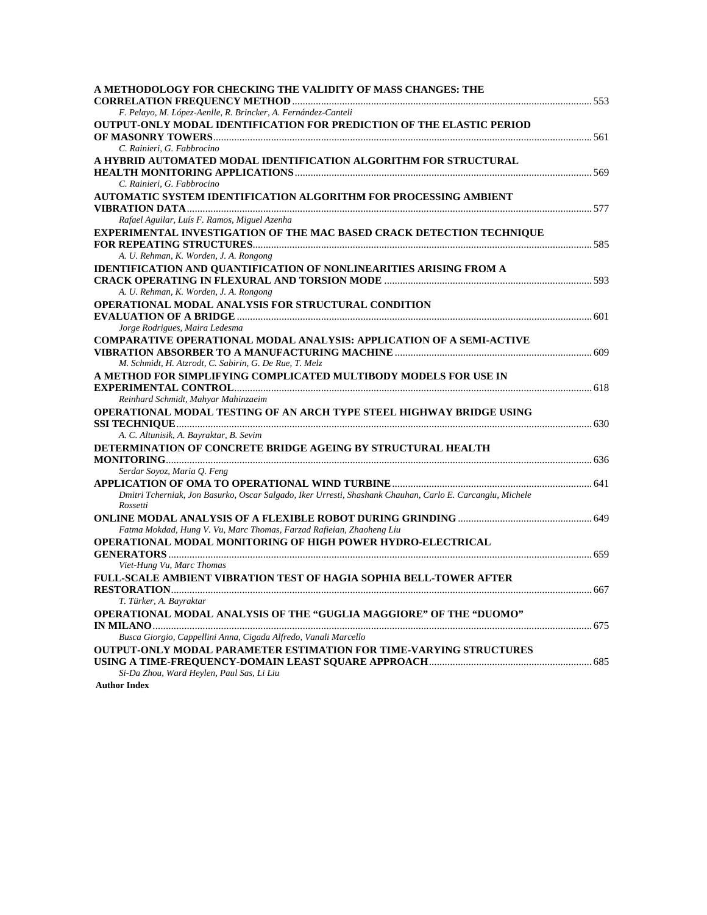**A METHODOLOGY FOR CHECKING THE VALIDITY OF MASS CHANGES: THE CORRELATION FREQUENCY METHOD** ........ 553
*F. Pelayo, M. López-Aenlle, R. Brincker, A. Fernández-Canteli*

**OUTPUT-ONLY MODAL IDENTIFICATION FOR PREDICTION OF THE ELASTIC PERIOD OF MASONRY TOWERS** ........ 561
*C. Rainieri, G. Fabbrocino*

**A HYBRID AUTOMATED MODAL IDENTIFICATION ALGORITHM FOR STRUCTURAL HEALTH MONITORING APPLICATIONS** ........ 569
*C. Rainieri, G. Fabbrocino*

**AUTOMATIC SYSTEM IDENTIFICATION ALGORITHM FOR PROCESSING AMBIENT VIBRATION DATA** ........ 577
*Rafael Aguilar, Luís F. Ramos, Miguel Azenha*

**EXPERIMENTAL INVESTIGATION OF THE MAC BASED CRACK DETECTION TECHNIQUE FOR REPEATING STRUCTURES** ........ 585
*A. U. Rehman, K. Worden, J. A. Rongong*

**IDENTIFICATION AND QUANTIFICATION OF NONLINEARITIES ARISING FROM A CRACK OPERATING IN FLEXURAL AND TORSION MODE** ........ 593
*A. U. Rehman, K. Worden, J. A. Rongong*

**OPERATIONAL MODAL ANALYSIS FOR STRUCTURAL CONDITION EVALUATION OF A BRIDGE** ........ 601
*Jorge Rodrigues, Maira Ledesma*

**COMPARATIVE OPERATIONAL MODAL ANALYSIS: APPLICATION OF A SEMI-ACTIVE VIBRATION ABSORBER TO A MANUFACTURING MACHINE** ........ 609
*M. Schmidt, H. Atzrodt, C. Sabirin, G. De Rue, T. Melz*

**A METHOD FOR SIMPLIFYING COMPLICATED MULTIBODY MODELS FOR USE IN EXPERIMENTAL CONTROL** ........ 618
*Reinhard Schmidt, Mahyar Mahinzaeim*

**OPERATIONAL MODAL TESTING OF AN ARCH TYPE STEEL HIGHWAY BRIDGE USING SSI TECHNIQUE** ........ 630
*A. C. Altunisik, A. Bayraktar, B. Sevim*

**DETERMINATION OF CONCRETE BRIDGE AGEING BY STRUCTURAL HEALTH MONITORING** ........ 636
*Serdar Soyoz, Maria Q. Feng*

**APPLICATION OF OMA TO OPERATIONAL WIND TURBINE** ........ 641
*Dmitri Tcherniak, Jon Basurko, Oscar Salgado, Iker Urresti, Shashank Chauhan, Carlo E. Carcangiu, Michele Rossetti*

**ONLINE MODAL ANALYSIS OF A FLEXIBLE ROBOT DURING GRINDING** ........ 649
*Fatma Mokdad, Hung V. Vu, Marc Thomas, Farzad Rafieian, Zhaoheng Liu*

**OPERATIONAL MODAL MONITORING OF HIGH POWER HYDRO-ELECTRICAL GENERATORS** ........ 659
*Viet-Hung Vu, Marc Thomas*

**FULL-SCALE AMBIENT VIBRATION TEST OF HAGIA SOPHIA BELL-TOWER AFTER RESTORATION** ........ 667
*T. Türker, A. Bayraktar*

**OPERATIONAL MODAL ANALYSIS OF THE "GUGLIA MAGGIORE" OF THE "DUOMO" IN MILANO** ........ 675
*Busca Giorgio, Cappellini Anna, Cigada Alfredo, Vanali Marcello*

**OUTPUT-ONLY MODAL PARAMETER ESTIMATION FOR TIME-VARYING STRUCTURES USING A TIME-FREQUENCY-DOMAIN LEAST SQUARE APPROACH** ........ 685
*Si-Da Zhou, Ward Heylen, Paul Sas, Li Liu*

**Author Index**